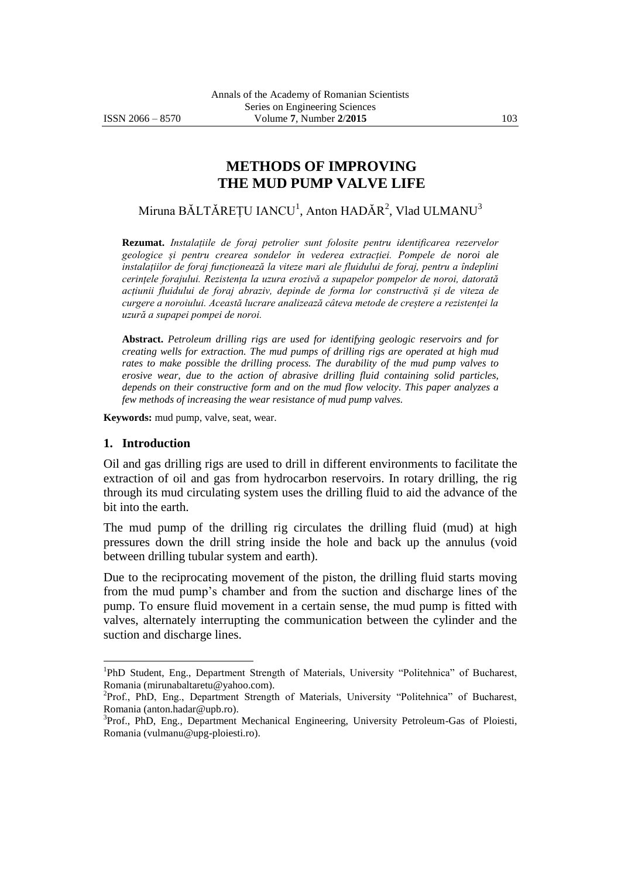# METHODS OF IMPROVING THE MUD PUMP VALVE LIFE

Miruna BĂLTĂREȚU IANCU[1], Anton HADĂR[2], Vlad ULMANU[3]

**Rezumat.** *Instalațiile de foraj petrolier sunt folosite pentru identificarea rezervelor geologice și pentru crearea sondelor în vederea extracției. Pompele de noroi ale instalațiilor de foraj funcționează la viteze mari ale fluidului de foraj, pentru a îndeplini cerințele forajului. Rezistența la uzura erozivă a supapelor pompelor de noroi, datorată acțiunii fluidului de foraj abraziv, depinde de forma lor constructivă și de viteza de curgere a noroiului. Această lucrare analizează câteva metode de creștere a rezistenței la uzură a supapei pompei de noroi.*

**Abstract.** *Petroleum drilling rigs are used for identifying geologic reservoirs and for creating wells for extraction. The mud pumps of drilling rigs are operated at high mud rates to make possible the drilling process. The durability of the mud pump valves to erosive wear, due to the action of abrasive drilling fluid containing solid particles, depends on their constructive form and on the mud flow velocity. This paper analyzes a few methods of increasing the wear resistance of mud pump valves.*

**Keywords:** mud pump, valve, seat, wear.

## 1. Introduction

Oil and gas drilling rigs are used to drill in different environments to facilitate the extraction of oil and gas from hydrocarbon reservoirs. In rotary drilling, the rig through its mud circulating system uses the drilling fluid to aid the advance of the bit into the earth.

The mud pump of the drilling rig circulates the drilling fluid (mud) at high pressures down the drill string inside the hole and back up the annulus (void between drilling tubular system and earth).

Due to the reciprocating movement of the piston, the drilling fluid starts moving from the mud pump's chamber and from the suction and discharge lines of the pump. To ensure fluid movement in a certain sense, the mud pump is fitted with valves, alternately interrupting the communication between the cylinder and the suction and discharge lines.

---

[1]PhD Student, Eng., Department Strength of Materials, University "Politehnica" of Bucharest, Romania (mirunabaltaretu@yahoo.com).

[2]Prof., PhD, Eng., Department Strength of Materials, University "Politehnica" of Bucharest, Romania (anton.hadar@upb.ro).

[3]Prof., PhD, Eng., Department Mechanical Engineering, University Petroleum-Gas of Ploiesti, Romania (vulmanu@upg-ploiesti.ro).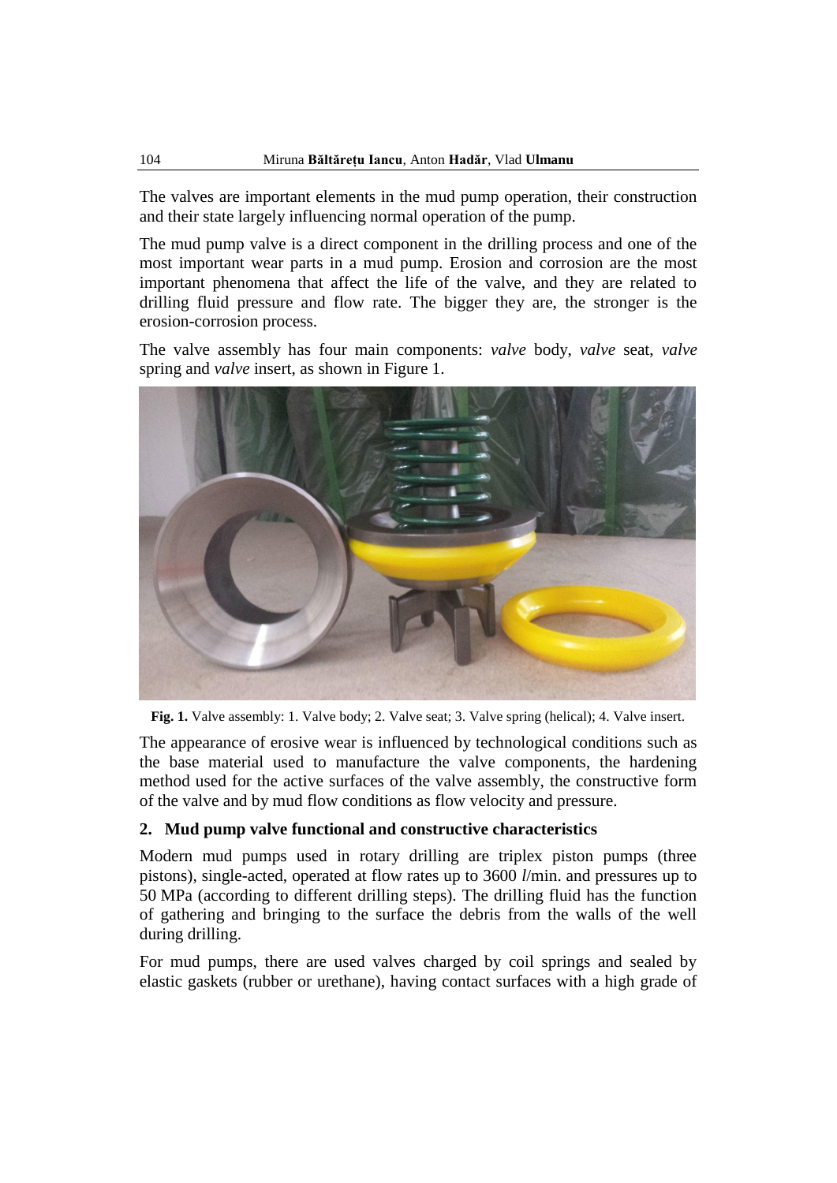The valves are important elements in the mud pump operation, their construction and their state largely influencing normal operation of the pump.

The mud pump valve is a direct component in the drilling process and one of the most important wear parts in a mud pump. Erosion and corrosion are the most important phenomena that affect the life of the valve, and they are related to drilling fluid pressure and flow rate. The bigger they are, the stronger is the erosion-corrosion process.

The valve assembly has four main components: *valve* body, *valve* seat, *valve* spring and *valve* insert, as shown in Figure 1.

**Fig. 1.** Valve assembly: 1. Valve body; 2. Valve seat; 3. Valve spring (helical); 4. Valve insert.

The appearance of erosive wear is influenced by technological conditions such as the base material used to manufacture the valve components, the hardening method used for the active surfaces of the valve assembly, the constructive form of the valve and by mud flow conditions as flow velocity and pressure.

## 2. Mud pump valve functional and constructive characteristics

Modern mud pumps used in rotary drilling are triplex piston pumps (three pistons), single-acted, operated at flow rates up to 3600 *l*/min. and pressures up to 50 MPa (according to different drilling steps). The drilling fluid has the function of gathering and bringing to the surface the debris from the walls of the well during drilling.

For mud pumps, there are used valves charged by coil springs and sealed by elastic gaskets (rubber or urethane), having contact surfaces with a high grade of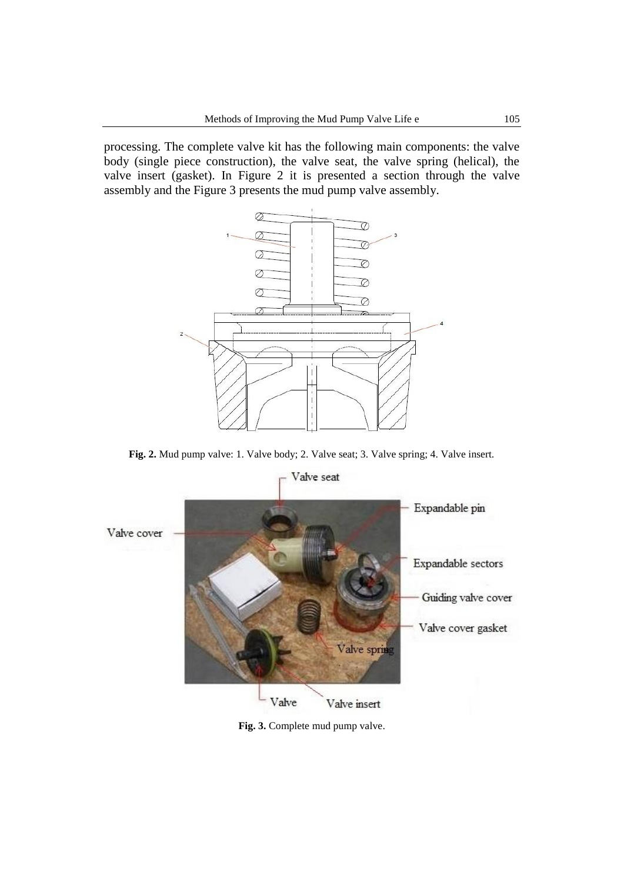processing. The complete valve kit has the following main components: the valve body (single piece construction), the valve seat, the valve spring (helical), the valve insert (gasket). In Figure 2 it is presented a section through the valve assembly and the Figure 3 presents the mud pump valve assembly.

1
3
4
2

**Fig. 2.** Mud pump valve: 1. Valve body; 2. Valve seat; 3. Valve spring; 4. Valve insert.

Valve seat
Expandable pin
Valve cover
Expandable sectors
Guiding valve cover
Valve cover gasket
Valve spring
Valve
Valve insert

**Fig. 3.** Complete mud pump valve.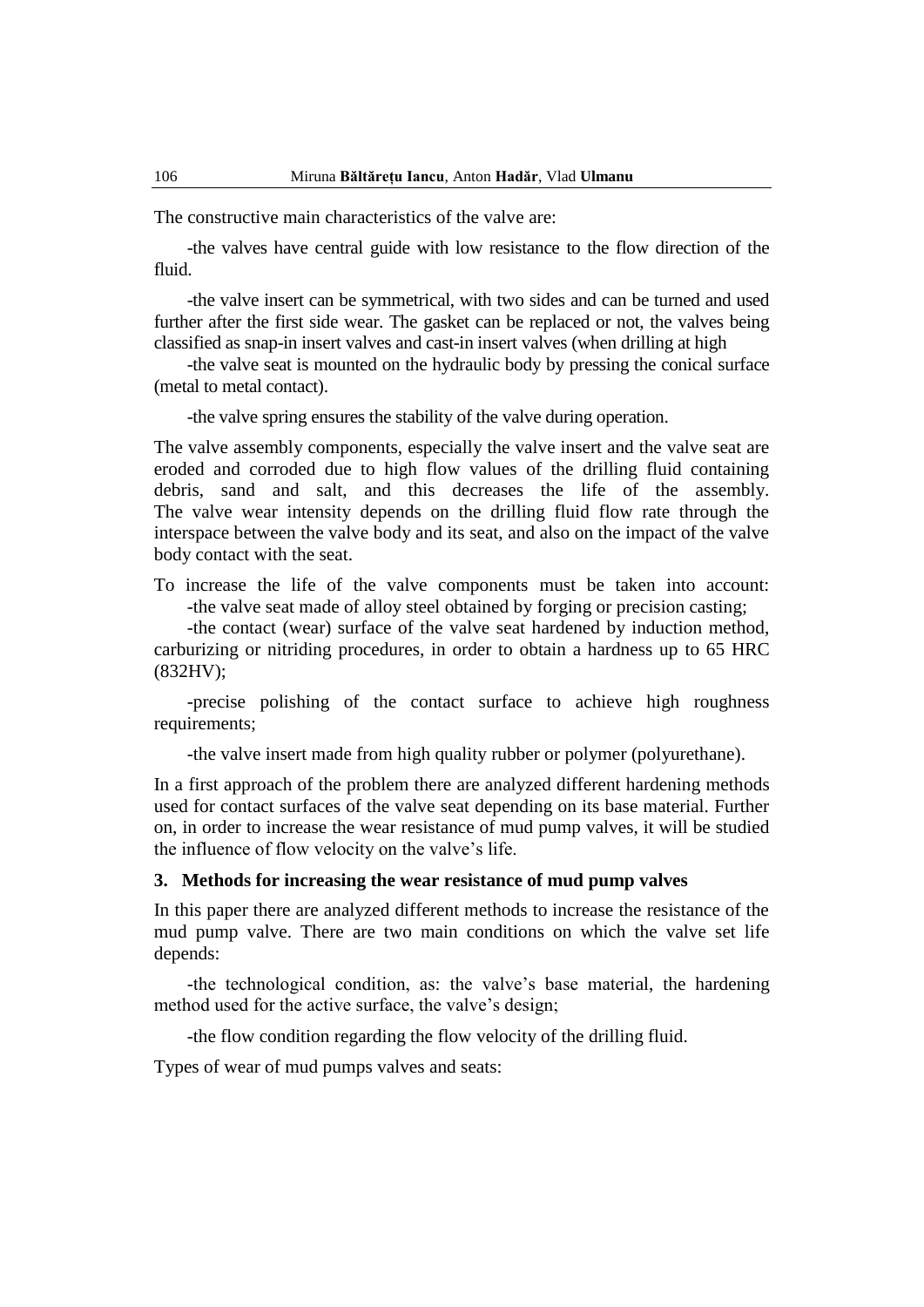The constructive main characteristics of the valve are:

-the valves have central guide with low resistance to the flow direction of the fluid.

-the valve insert can be symmetrical, with two sides and can be turned and used further after the first side wear. The gasket can be replaced or not, the valves being classified as snap-in insert valves and cast-in insert valves (when drilling at high

-the valve seat is mounted on the hydraulic body by pressing the conical surface (metal to metal contact).

-the valve spring ensures the stability of the valve during operation.

The valve assembly components, especially the valve insert and the valve seat are eroded and corroded due to high flow values of the drilling fluid containing debris, sand and salt, and this decreases the life of the assembly. The valve wear intensity depends on the drilling fluid flow rate through the interspace between the valve body and its seat, and also on the impact of the valve body contact with the seat.

To increase the life of the valve components must be taken into account:

-the valve seat made of alloy steel obtained by forging or precision casting;

-the contact (wear) surface of the valve seat hardened by induction method, carburizing or nitriding procedures, in order to obtain a hardness up to 65 HRC (832HV);

-precise polishing of the contact surface to achieve high roughness requirements;

-the valve insert made from high quality rubber or polymer (polyurethane).

In a first approach of the problem there are analyzed different hardening methods used for contact surfaces of the valve seat depending on its base material. Further on, in order to increase the wear resistance of mud pump valves, it will be studied the influence of flow velocity on the valve's life.

## 3. Methods for increasing the wear resistance of mud pump valves

In this paper there are analyzed different methods to increase the resistance of the mud pump valve. There are two main conditions on which the valve set life depends:

-the technological condition, as: the valve's base material, the hardening method used for the active surface, the valve's design;

-the flow condition regarding the flow velocity of the drilling fluid.

Types of wear of mud pumps valves and seats: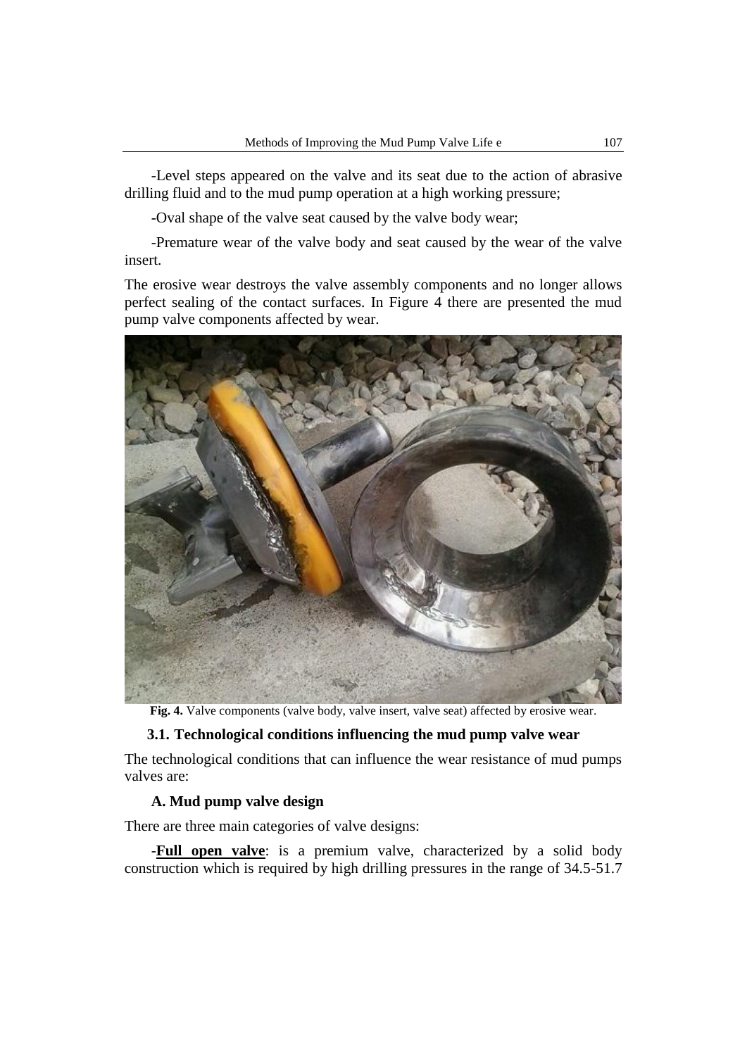-Level steps appeared on the valve and its seat due to the action of abrasive drilling fluid and to the mud pump operation at a high working pressure;

-Oval shape of the valve seat caused by the valve body wear;

-Premature wear of the valve body and seat caused by the wear of the valve insert.

The erosive wear destroys the valve assembly components and no longer allows perfect sealing of the contact surfaces. In Figure 4 there are presented the mud pump valve components affected by wear.

**Fig. 4.** Valve components (valve body, valve insert, valve seat) affected by erosive wear.

### 3.1. Technological conditions influencing the mud pump valve wear

The technological conditions that can influence the wear resistance of mud pumps valves are:

#### A. Mud pump valve design

There are three main categories of valve designs:

-**Full open valve**: is a premium valve, characterized by a solid body construction which is required by high drilling pressures in the range of 34.5-51.7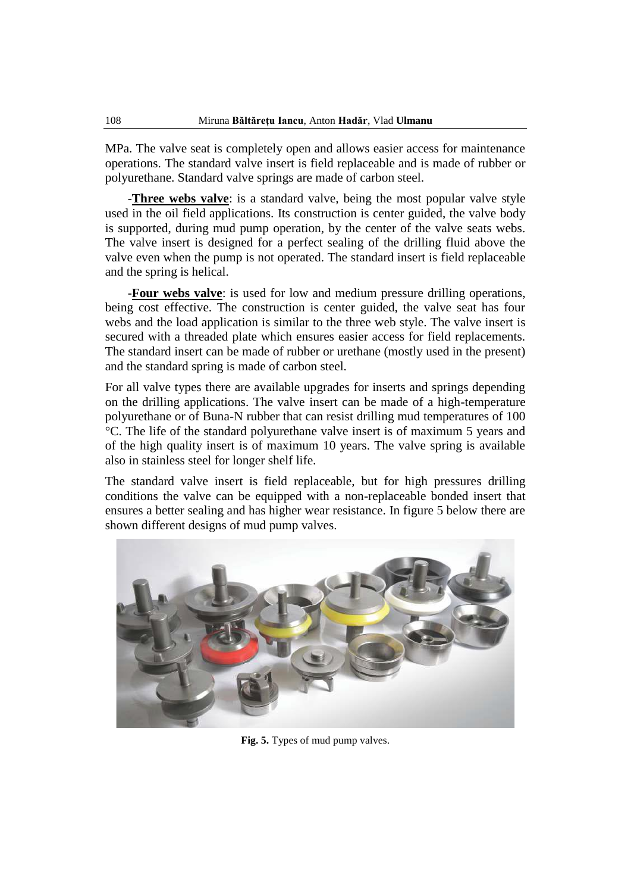MPa. The valve seat is completely open and allows easier access for maintenance operations. The standard valve insert is field replaceable and is made of rubber or polyurethane. Standard valve springs are made of carbon steel.

-**Three webs valve**: is a standard valve, being the most popular valve style used in the oil field applications. Its construction is center guided, the valve body is supported, during mud pump operation, by the center of the valve seats webs. The valve insert is designed for a perfect sealing of the drilling fluid above the valve even when the pump is not operated. The standard insert is field replaceable and the spring is helical.

-**Four webs valve**: is used for low and medium pressure drilling operations, being cost effective. The construction is center guided, the valve seat has four webs and the load application is similar to the three web style. The valve insert is secured with a threaded plate which ensures easier access for field replacements. The standard insert can be made of rubber or urethane (mostly used in the present) and the standard spring is made of carbon steel.

For all valve types there are available upgrades for inserts and springs depending on the drilling applications. The valve insert can be made of a high-temperature polyurethane or of Buna-N rubber that can resist drilling mud temperatures of 100 °C. The life of the standard polyurethane valve insert is of maximum 5 years and of the high quality insert is of maximum 10 years. The valve spring is available also in stainless steel for longer shelf life.

The standard valve insert is field replaceable, but for high pressures drilling conditions the valve can be equipped with a non-replaceable bonded insert that ensures a better sealing and has higher wear resistance. In figure 5 below there are shown different designs of mud pump valves.

**Fig. 5.** Types of mud pump valves.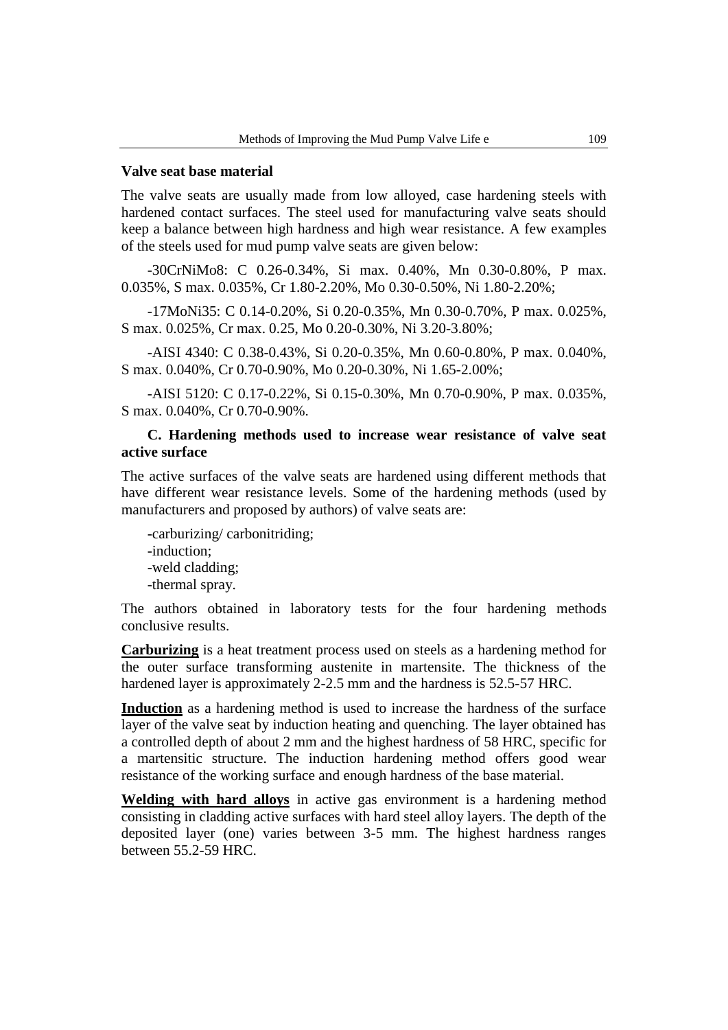### Valve seat base material

The valve seats are usually made from low alloyed, case hardening steels with hardened contact surfaces. The steel used for manufacturing valve seats should keep a balance between high hardness and high wear resistance. A few examples of the steels used for mud pump valve seats are given below:

-30CrNiMo8: C 0.26-0.34%, Si max. 0.40%, Mn 0.30-0.80%, P max. 0.035%, S max. 0.035%, Cr 1.80-2.20%, Mo 0.30-0.50%, Ni 1.80-2.20%;

-17MoNi35: C 0.14-0.20%, Si 0.20-0.35%, Mn 0.30-0.70%, P max. 0.025%, S max. 0.025%, Cr max. 0.25, Mo 0.20-0.30%, Ni 3.20-3.80%;

-AISI 4340: C 0.38-0.43%, Si 0.20-0.35%, Mn 0.60-0.80%, P max. 0.040%, S max. 0.040%, Cr 0.70-0.90%, Mo 0.20-0.30%, Ni 1.65-2.00%;

-AISI 5120: C 0.17-0.22%, Si 0.15-0.30%, Mn 0.70-0.90%, P max. 0.035%, S max. 0.040%, Cr 0.70-0.90%.

### C. Hardening methods used to increase wear resistance of valve seat active surface

The active surfaces of the valve seats are hardened using different methods that have different wear resistance levels. Some of the hardening methods (used by manufacturers and proposed by authors) of valve seats are:

-carburizing/ carbonitriding;
-induction;
-weld cladding;
-thermal spray.

The authors obtained in laboratory tests for the four hardening methods conclusive results.

**Carburizing** is a heat treatment process used on steels as a hardening method for the outer surface transforming austenite in martensite. The thickness of the hardened layer is approximately 2-2.5 mm and the hardness is 52.5-57 HRC.

**Induction** as a hardening method is used to increase the hardness of the surface layer of the valve seat by induction heating and quenching. The layer obtained has a controlled depth of about 2 mm and the highest hardness of 58 HRC, specific for a martensitic structure. The induction hardening method offers good wear resistance of the working surface and enough hardness of the base material.

**Welding with hard alloys** in active gas environment is a hardening method consisting in cladding active surfaces with hard steel alloy layers. The depth of the deposited layer (one) varies between 3-5 mm. The highest hardness ranges between 55.2-59 HRC.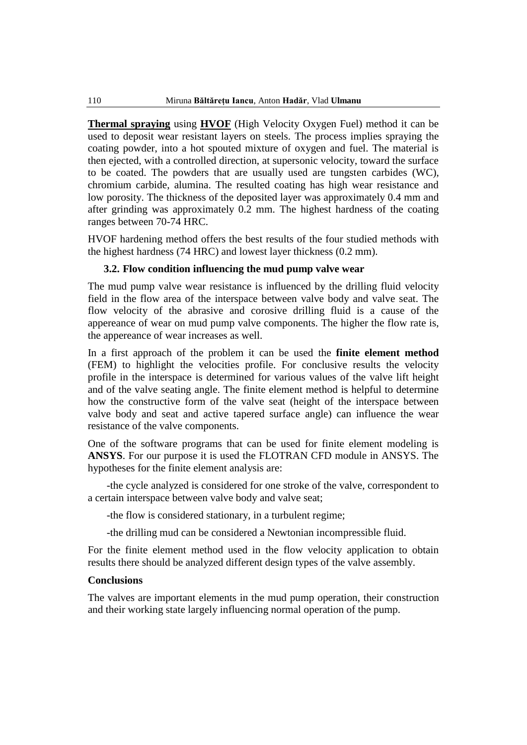**Thermal spraying** using **HVOF** (High Velocity Oxygen Fuel) method it can be used to deposit wear resistant layers on steels. The process implies spraying the coating powder, into a hot spouted mixture of oxygen and fuel. The material is then ejected, with a controlled direction, at supersonic velocity, toward the surface to be coated. The powders that are usually used are tungsten carbides (WC), chromium carbide, alumina. The resulted coating has high wear resistance and low porosity. The thickness of the deposited layer was approximately 0.4 mm and after grinding was approximately 0.2 mm. The highest hardness of the coating ranges between 70-74 HRC.

HVOF hardening method offers the best results of the four studied methods with the highest hardness (74 HRC) and lowest layer thickness (0.2 mm).

### 3.2. Flow condition influencing the mud pump valve wear

The mud pump valve wear resistance is influenced by the drilling fluid velocity field in the flow area of the interspace between valve body and valve seat. The flow velocity of the abrasive and corosive drilling fluid is a cause of the appereance of wear on mud pump valve components. The higher the flow rate is, the appereance of wear increases as well.

In a first approach of the problem it can be used the **finite element method** (FEM) to highlight the velocities profile. For conclusive results the velocity profile in the interspace is determined for various values of the valve lift height and of the valve seating angle. The finite element method is helpful to determine how the constructive form of the valve seat (height of the interspace between valve body and seat and active tapered surface angle) can influence the wear resistance of the valve components.

One of the software programs that can be used for finite element modeling is **ANSYS**. For our purpose it is used the FLOTRAN CFD module in ANSYS. The hypotheses for the finite element analysis are:

-the cycle analyzed is considered for one stroke of the valve, correspondent to a certain interspace between valve body and valve seat;

-the flow is considered stationary, in a turbulent regime;

-the drilling mud can be considered a Newtonian incompressible fluid.

For the finite element method used in the flow velocity application to obtain results there should be analyzed different design types of the valve assembly.

## Conclusions

The valves are important elements in the mud pump operation, their construction and their working state largely influencing normal operation of the pump.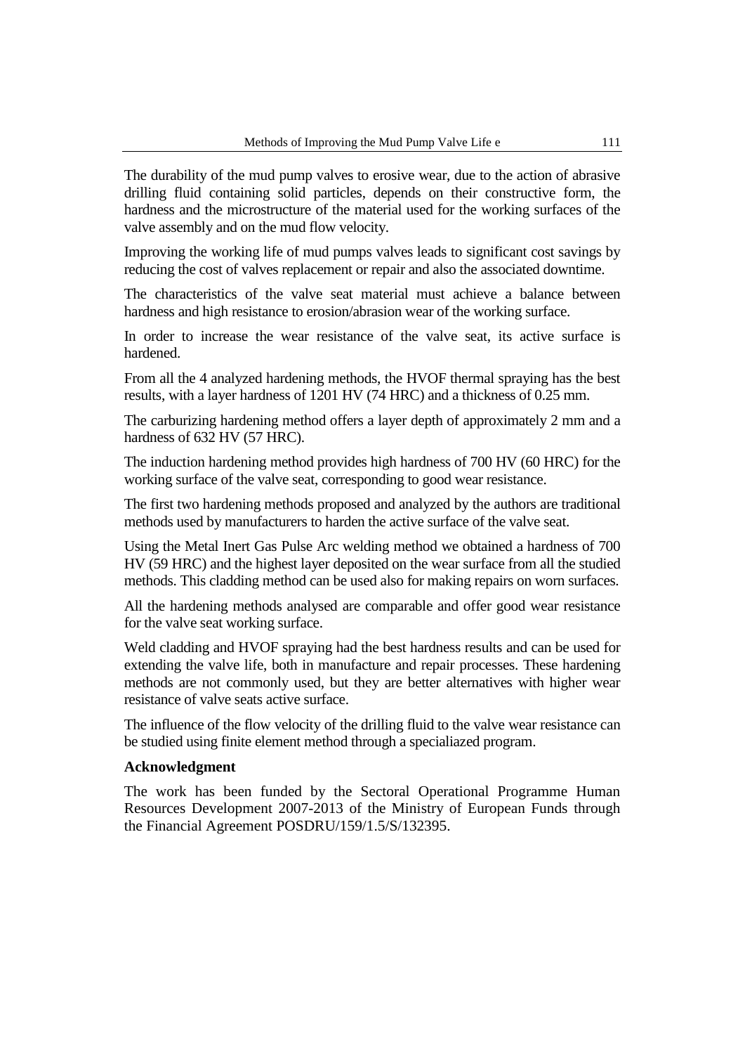The durability of the mud pump valves to erosive wear, due to the action of abrasive drilling fluid containing solid particles, depends on their constructive form, the hardness and the microstructure of the material used for the working surfaces of the valve assembly and on the mud flow velocity.

Improving the working life of mud pumps valves leads to significant cost savings by reducing the cost of valves replacement or repair and also the associated downtime.

The characteristics of the valve seat material must achieve a balance between hardness and high resistance to erosion/abrasion wear of the working surface.

In order to increase the wear resistance of the valve seat, its active surface is hardened.

From all the 4 analyzed hardening methods, the HVOF thermal spraying has the best results, with a layer hardness of 1201 HV (74 HRC) and a thickness of 0.25 mm.

The carburizing hardening method offers a layer depth of approximately 2 mm and a hardness of 632 HV (57 HRC).

The induction hardening method provides high hardness of 700 HV (60 HRC) for the working surface of the valve seat, corresponding to good wear resistance.

The first two hardening methods proposed and analyzed by the authors are traditional methods used by manufacturers to harden the active surface of the valve seat.

Using the Metal Inert Gas Pulse Arc welding method we obtained a hardness of 700 HV (59 HRC) and the highest layer deposited on the wear surface from all the studied methods. This cladding method can be used also for making repairs on worn surfaces.

All the hardening methods analysed are comparable and offer good wear resistance for the valve seat working surface.

Weld cladding and HVOF spraying had the best hardness results and can be used for extending the valve life, both in manufacture and repair processes. These hardening methods are not commonly used, but they are better alternatives with higher wear resistance of valve seats active surface.

The influence of the flow velocity of the drilling fluid to the valve wear resistance can be studied using finite element method through a specialiazed program.

**Acknowledgment**

The work has been funded by the Sectoral Operational Programme Human Resources Development 2007-2013 of the Ministry of European Funds through the Financial Agreement POSDRU/159/1.5/S/132395.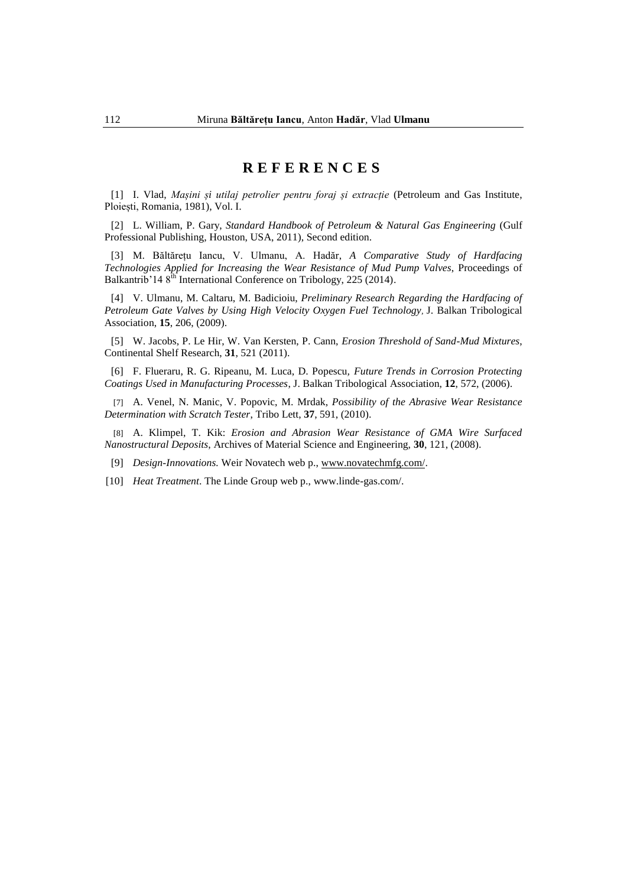## REFERENCES

[1] I. Vlad, *Mașini și utilaj petrolier pentru foraj și extracție* (Petroleum and Gas Institute, Ploiești, Romania, 1981), Vol. I.

[2] L. William, P. Gary, *Standard Handbook of Petroleum & Natural Gas Engineering* (Gulf Professional Publishing, Houston, USA, 2011), Second edition.

[3] M. Băltărețu Iancu, V. Ulmanu, A. Hadăr, *A Comparative Study of Hardfacing Technologies Applied for Increasing the Wear Resistance of Mud Pump Valves*, Proceedings of Balkantrib'14 8th International Conference on Tribology, 225 (2014).

[4] V. Ulmanu, M. Caltaru, M. Badicioiu, *Preliminary Research Regarding the Hardfacing of Petroleum Gate Valves by Using High Velocity Oxygen Fuel Technology*, J. Balkan Tribological Association, **15**, 206, (2009).

[5] W. Jacobs, P. Le Hir, W. Van Kersten, P. Cann, *Erosion Threshold of Sand-Mud Mixtures*, Continental Shelf Research, **31**, 521 (2011).

[6] F. Flueraru, R. G. Ripeanu, M. Luca, D. Popescu, *Future Trends in Corrosion Protecting Coatings Used in Manufacturing Processes*, J. Balkan Tribological Association, **12**, 572, (2006).

[7] A. Venel, N. Manic, V. Popovic, M. Mrdak, *Possibility of the Abrasive Wear Resistance Determination with Scratch Tester*, Tribo Lett, **37**, 591, (2010).

[8] A. Klimpel, T. Kik: *Erosion and Abrasion Wear Resistance of GMA Wire Surfaced Nanostructural Deposits*, Archives of Material Science and Engineering, **30**, 121, (2008).

[9] *Design-Innovations.* Weir Novatech web p., www.novatechmfg.com/.

[10] *Heat Treatment*. The Linde Group web p., www.linde-gas.com/.